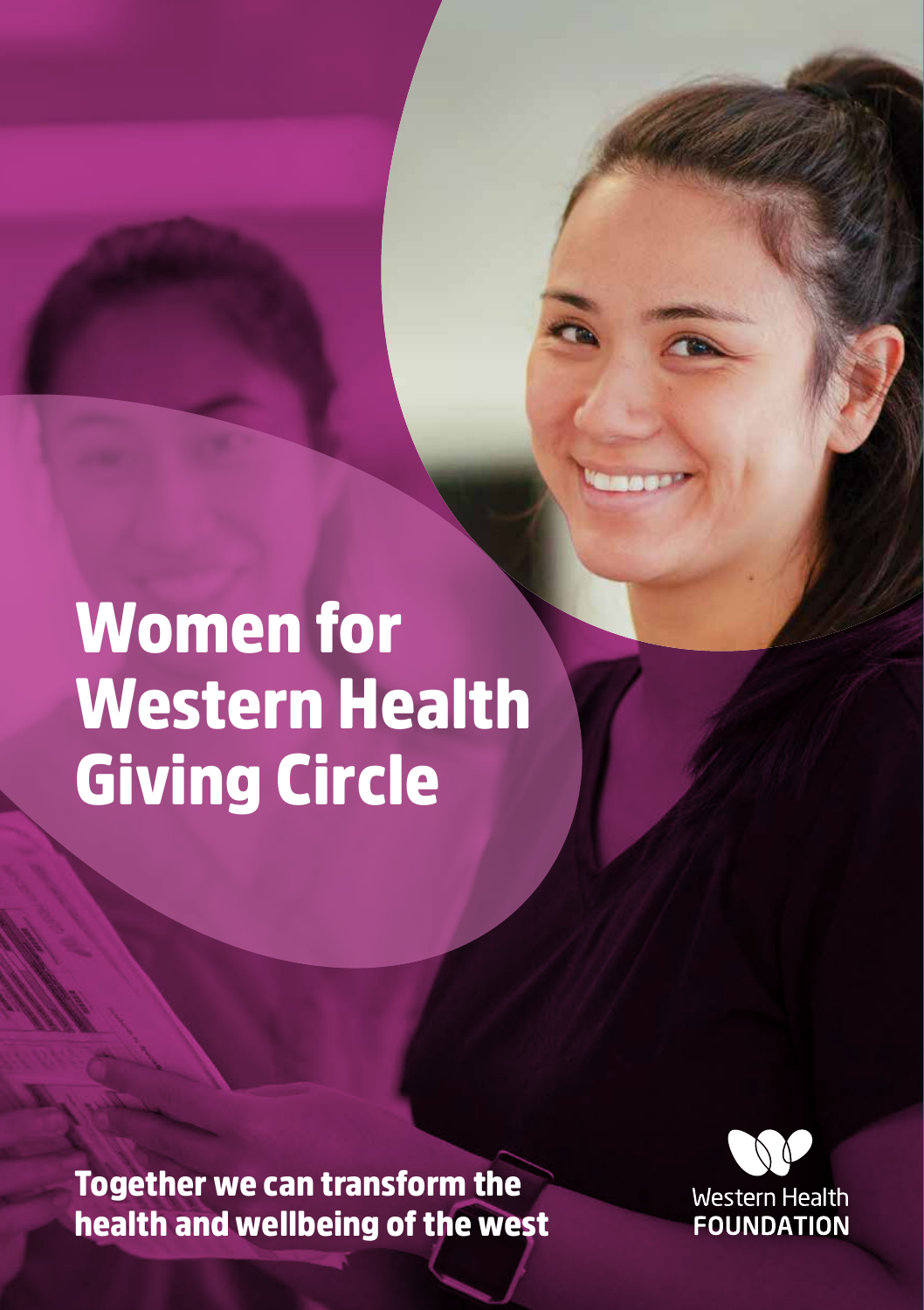# Women for Western Health Giving Circle

**Together we can transform the health and wellbeing of the west**

Western Health
FOUNDATION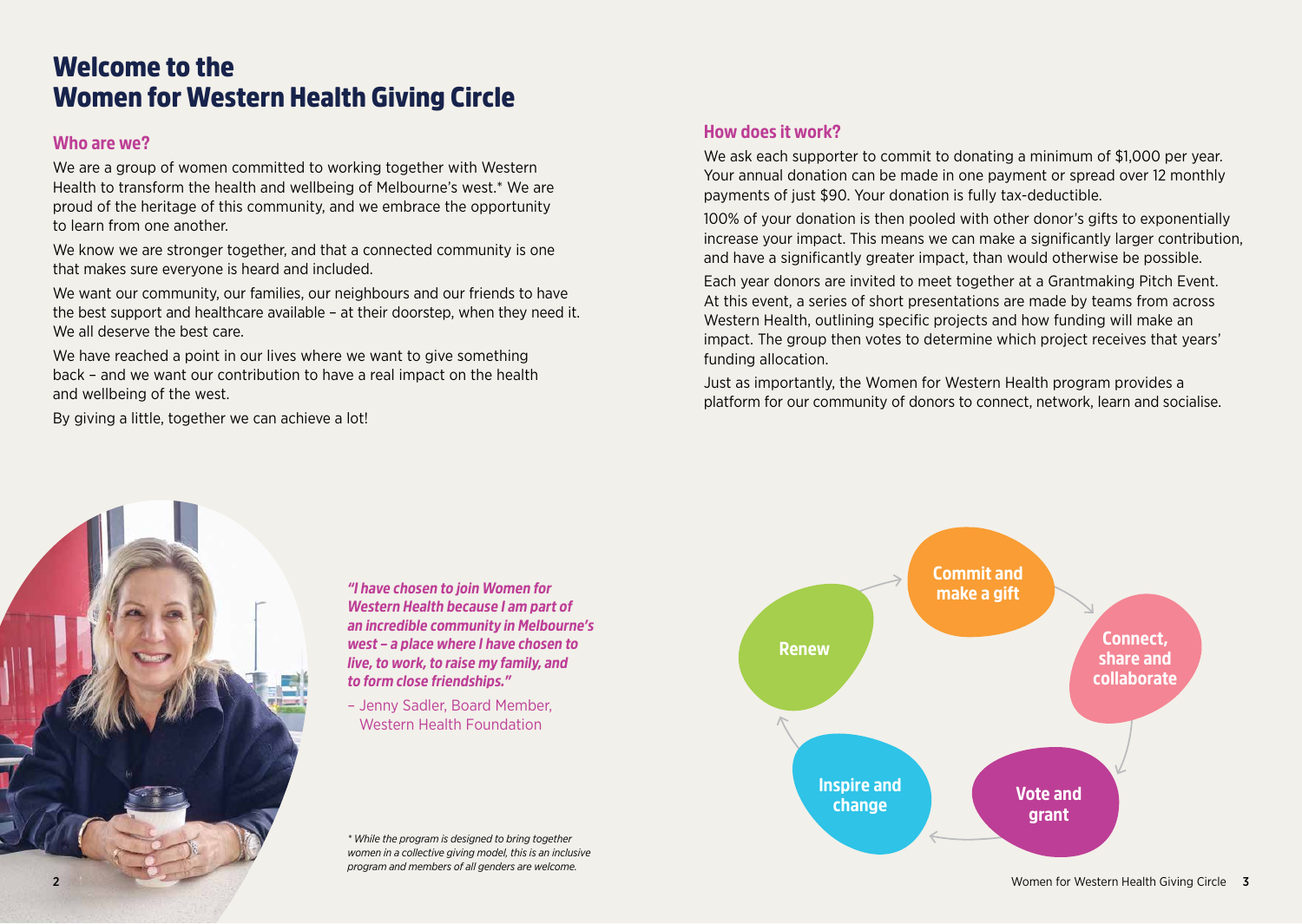# Welcome to the Women for Western Health Giving Circle

## Who are we?

We are a group of women committed to working together with Western Health to transform the health and wellbeing of Melbourne's west.* We are proud of the heritage of this community, and we embrace the opportunity to learn from one another.

We know we are stronger together, and that a connected community is one that makes sure everyone is heard and included.

We want our community, our families, our neighbours and our friends to have the best support and healthcare available – at their doorstep, when they need it. We all deserve the best care.

We have reached a point in our lives where we want to give something back – and we want our contribution to have a real impact on the health and wellbeing of the west.

By giving a little, together we can achieve a lot!

***"I have chosen to join Women for Western Health because I am part of an incredible community in Melbourne's west – a place where I have chosen to live, to work, to raise my family, and to form close friendships."***

– Jenny Sadler, Board Member, Western Health Foundation

*\* While the program is designed to bring together women in a collective giving model, this is an inclusive program and members of all genders are welcome.*

## How does it work?

We ask each supporter to commit to donating a minimum of $1,000 per year. Your annual donation can be made in one payment or spread over 12 monthly payments of just $90. Your donation is fully tax-deductible.

100% of your donation is then pooled with other donor's gifts to exponentially increase your impact. This means we can make a significantly larger contribution, and have a significantly greater impact, than would otherwise be possible.

Each year donors are invited to meet together at a Grantmaking Pitch Event. At this event, a series of short presentations are made by teams from across Western Health, outlining specific projects and how funding will make an impact. The group then votes to determine which project receives that years' funding allocation.

Just as importantly, the Women for Western Health program provides a platform for our community of donors to connect, network, learn and socialise.

Commit and make a gift → Connect, share and collaborate → Vote and grant → Inspire and change → Renew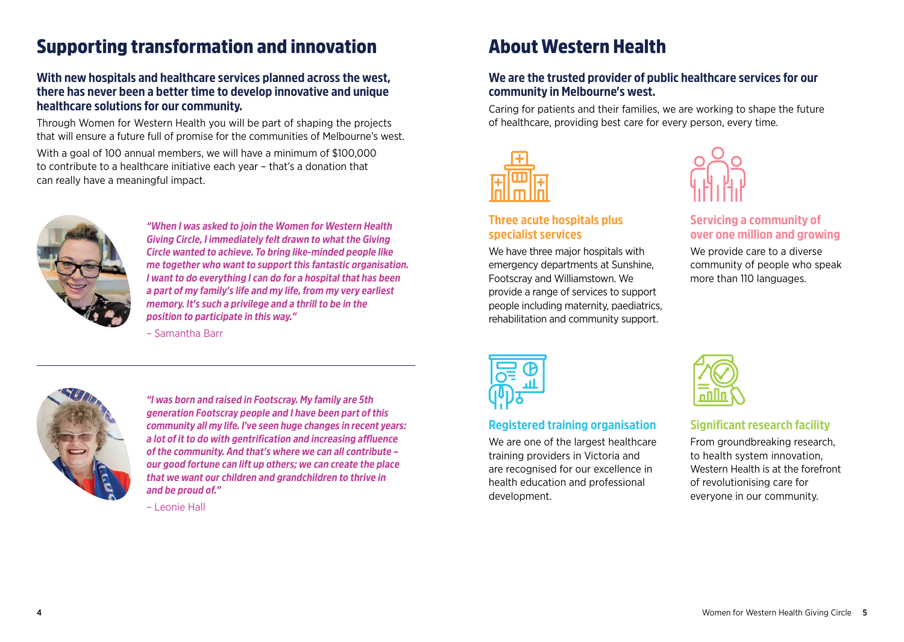# Supporting transformation and innovation

**With new hospitals and healthcare services planned across the west, there has never been a better time to develop innovative and unique healthcare solutions for our community.**

Through Women for Western Health you will be part of shaping the projects that will ensure a future full of promise for the communities of Melbourne's west.

With a goal of 100 annual members, we will have a minimum of $100,000 to contribute to a healthcare initiative each year – that's a donation that can really have a meaningful impact.

***"When I was asked to join the Women for Western Health Giving Circle, I immediately felt drawn to what the Giving Circle wanted to achieve. To bring like-minded people like me together who want to support this fantastic organisation. I want to do everything I can do for a hospital that has been a part of my family's life and my life, from my very earliest memory. It's such a privilege and a thrill to be in the position to participate in this way."***

– Samantha Barr

***"I was born and raised in Footscray. My family are 5th generation Footscray people and I have been part of this community all my life. I've seen huge changes in recent years: a lot of it to do with gentrification and increasing affluence of the community. And that's where we can all contribute – our good fortune can lift up others; we can create the place that we want our children and grandchildren to thrive in and be proud of."***

– Leonie Hall

# About Western Health

**We are the trusted provider of public healthcare services for our community in Melbourne's west.**

Caring for patients and their families, we are working to shape the future of healthcare, providing best care for every person, every time.

### Three acute hospitals plus specialist services

We have three major hospitals with emergency departments at Sunshine, Footscray and Williamstown. We provide a range of services to support people including maternity, paediatrics, rehabilitation and community support.

### Servicing a community of over one million and growing

We provide care to a diverse community of people who speak more than 110 languages.

### Registered training organisation

We are one of the largest healthcare training providers in Victoria and are recognised for our excellence in health education and professional development.

### Significant research facility

From groundbreaking research, to health system innovation, Western Health is at the forefront of revolutionising care for everyone in our community.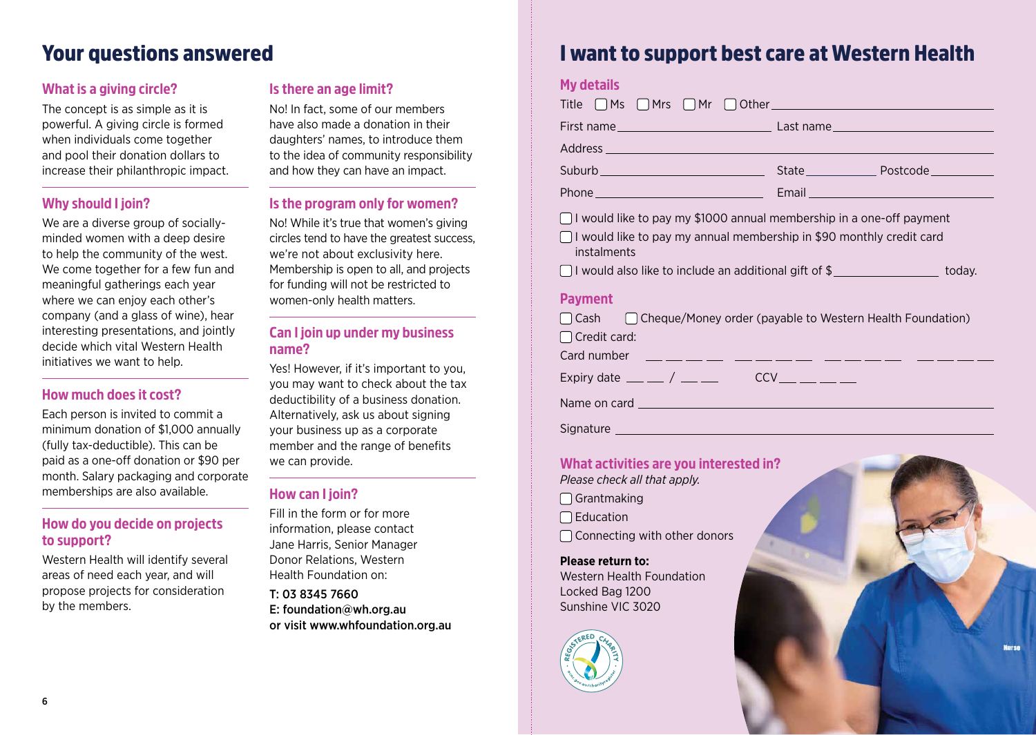## Your questions answered

### What is a giving circle?

The concept is as simple as it is powerful. A giving circle is formed when individuals come together and pool their donation dollars to increase their philanthropic impact.

### Why should I join?

We are a diverse group of socially-minded women with a deep desire to help the community of the west. We come together for a few fun and meaningful gatherings each year where we can enjoy each other's company (and a glass of wine), hear interesting presentations, and jointly decide which vital Western Health initiatives we want to help.

### How much does it cost?

Each person is invited to commit a minimum donation of $1,000 annually (fully tax-deductible). This can be paid as a one-off donation or $90 per month. Salary packaging and corporate memberships are also available.

### How do you decide on projects to support?

Western Health will identify several areas of need each year, and will propose projects for consideration by the members.

### Is there an age limit?

No! In fact, some of our members have also made a donation in their daughters' names, to introduce them to the idea of community responsibility and how they can have an impact.

### Is the program only for women?

No! While it's true that women's giving circles tend to have the greatest success, we're not about exclusivity here. Membership is open to all, and projects for funding will not be restricted to women-only health matters.

### Can I join up under my business name?

Yes! However, if it's important to you, you may want to check about the tax deductibility of a business donation. Alternatively, ask us about signing your business up as a corporate member and the range of benefits we can provide.

### How can I join?

Fill in the form or for more information, please contact Jane Harris, Senior Manager Donor Relations, Western Health Foundation on:

T: 03 8345 7660
E: foundation@wh.org.au
or visit www.whfoundation.org.au

## I want to support best care at Western Health

### My details

Title ☐ Ms ☐ Mrs ☐ Mr ☐ Other ____________________

First name ____________________ Last name ____________________

Address ________________________________________

Suburb ____________________ State __________ Postcode __________

Phone ____________________ Email ____________________

☐ I would like to pay my $1000 annual membership in a one-off payment

☐ I would like to pay my annual membership in $90 monthly credit card instalments

☐ I would also like to include an additional gift of $ ______________ today.

### Payment

☐ Cash ☐ Cheque/Money order (payable to Western Health Foundation)

☐ Credit card:

Card number ____ ____ ____ ____

Expiry date __ __ / __ __ CCV __ __ __ __

Name on card ________________________________________

Signature ________________________________________

### What activities are you interested in?

*Please check all that apply.*

☐ Grantmaking

☐ Education

☐ Connecting with other donors

**Please return to:**
Western Health Foundation
Locked Bag 1200
Sunshine VIC 3020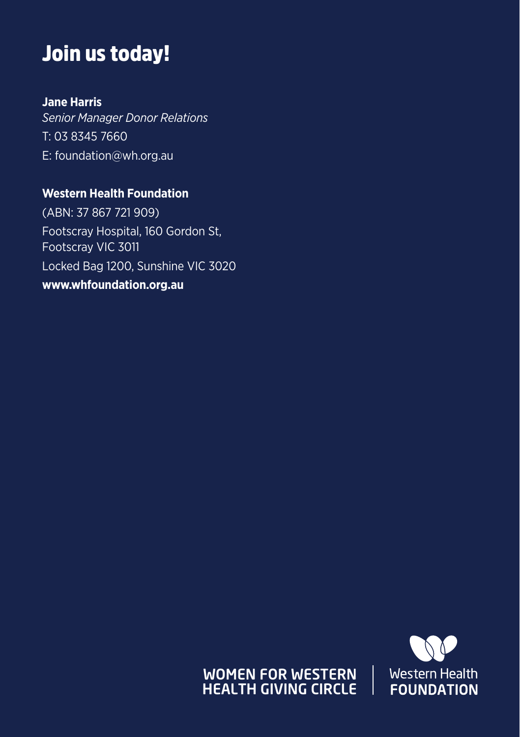# Join us today!

**Jane Harris**
*Senior Manager Donor Relations*
T: 03 8345 7660
E: foundation@wh.org.au

**Western Health Foundation**
(ABN: 37 867 721 909)
Footscray Hospital, 160 Gordon St,
Footscray VIC 3011
Locked Bag 1200, Sunshine VIC 3020
**www.whfoundation.org.au**

WOMEN FOR WESTERN HEALTH GIVING CIRCLE

Western Health FOUNDATION